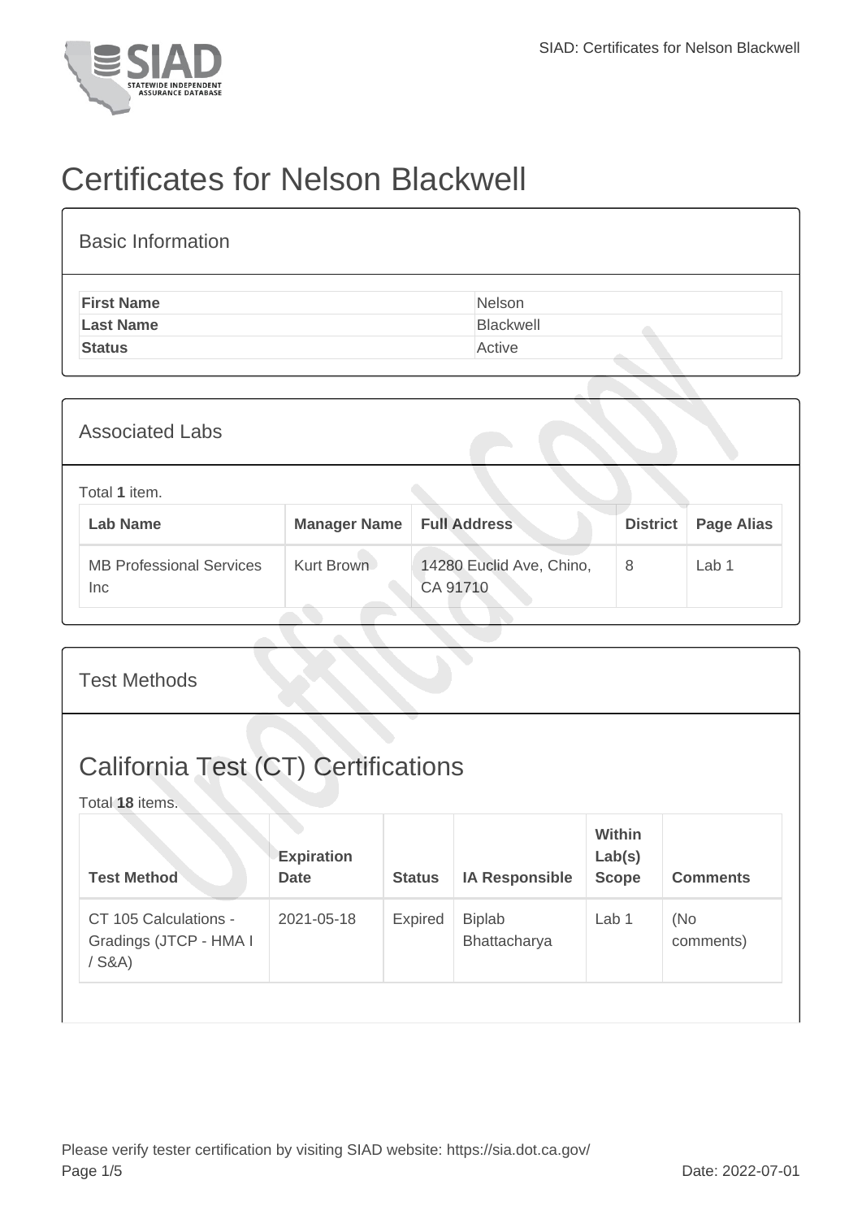# Certificates for Nelson Blackwell

## Basic Information

| | |
|---|---|
| **First Name** | Nelson |
| **Last Name** | Blackwell |
| **Status** | Active |

## Associated Labs

Total **1** item.

| Lab Name | Manager Name | Full Address | District | Page Alias |
|---|---|---|---|---|
| MB Professional Services Inc | Kurt Brown | 14280 Euclid Ave, Chino, CA 91710 | 8 | Lab 1 |

## Test Methods

## California Test (CT) Certifications

Total **18** items.

| Test Method | Expiration Date | Status | IA Responsible | Within Lab(s) Scope | Comments |
|---|---|---|---|---|---|
| CT 105 Calculations - Gradings (JTCP - HMA I / S&A) | 2021-05-18 | Expired | Biplab Bhattacharya | Lab 1 | (No comments) |

Please verify tester certification by visiting SIAD website: https://sia.dot.ca.gov/

Date: 2022-07-01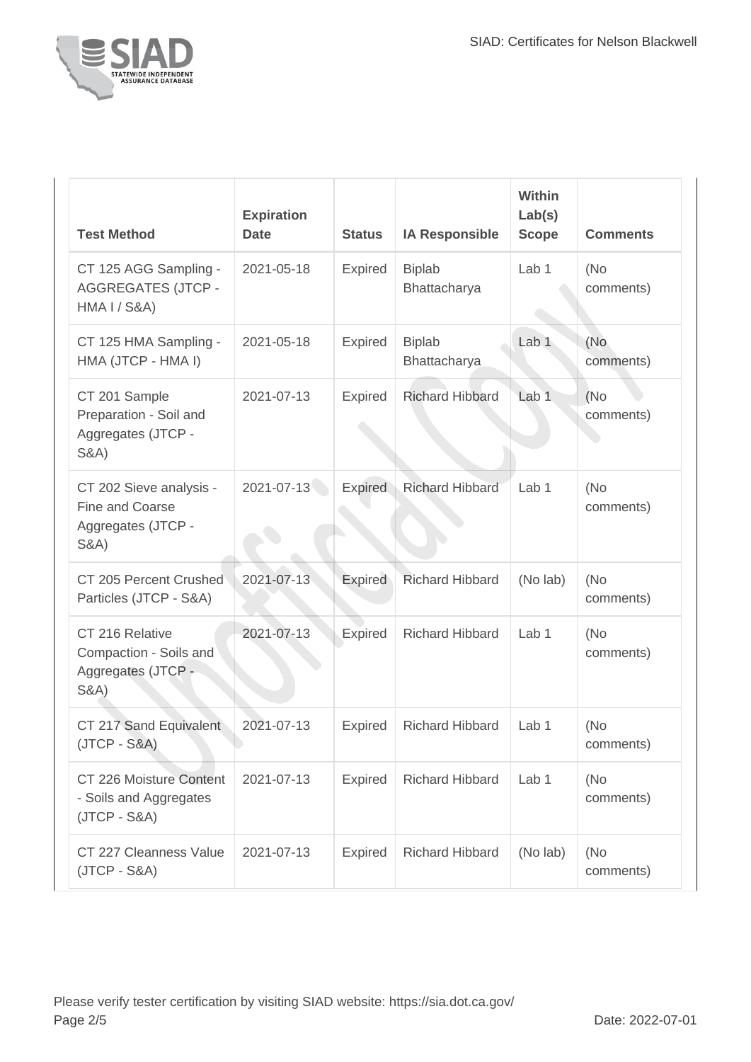| Test Method | Expiration Date | Status | IA Responsible | Within Lab(s) Scope | Comments |
| --- | --- | --- | --- | --- | --- |
| CT 125 AGG Sampling - AGGREGATES (JTCP - HMA I / S&A) | 2021-05-18 | Expired | Biplab Bhattacharya | Lab 1 | (No comments) |
| CT 125 HMA Sampling - HMA (JTCP - HMA I) | 2021-05-18 | Expired | Biplab Bhattacharya | Lab 1 | (No comments) |
| CT 201 Sample Preparation - Soil and Aggregates (JTCP - S&A) | 2021-07-13 | Expired | Richard Hibbard | Lab 1 | (No comments) |
| CT 202 Sieve analysis - Fine and Coarse Aggregates (JTCP - S&A) | 2021-07-13 | Expired | Richard Hibbard | Lab 1 | (No comments) |
| CT 205 Percent Crushed Particles (JTCP - S&A) | 2021-07-13 | Expired | Richard Hibbard | (No lab) | (No comments) |
| CT 216 Relative Compaction - Soils and Aggregates (JTCP - S&A) | 2021-07-13 | Expired | Richard Hibbard | Lab 1 | (No comments) |
| CT 217 Sand Equivalent (JTCP - S&A) | 2021-07-13 | Expired | Richard Hibbard | Lab 1 | (No comments) |
| CT 226 Moisture Content - Soils and Aggregates (JTCP - S&A) | 2021-07-13 | Expired | Richard Hibbard | Lab 1 | (No comments) |
| CT 227 Cleanness Value (JTCP - S&A) | 2021-07-13 | Expired | Richard Hibbard | (No lab) | (No comments) |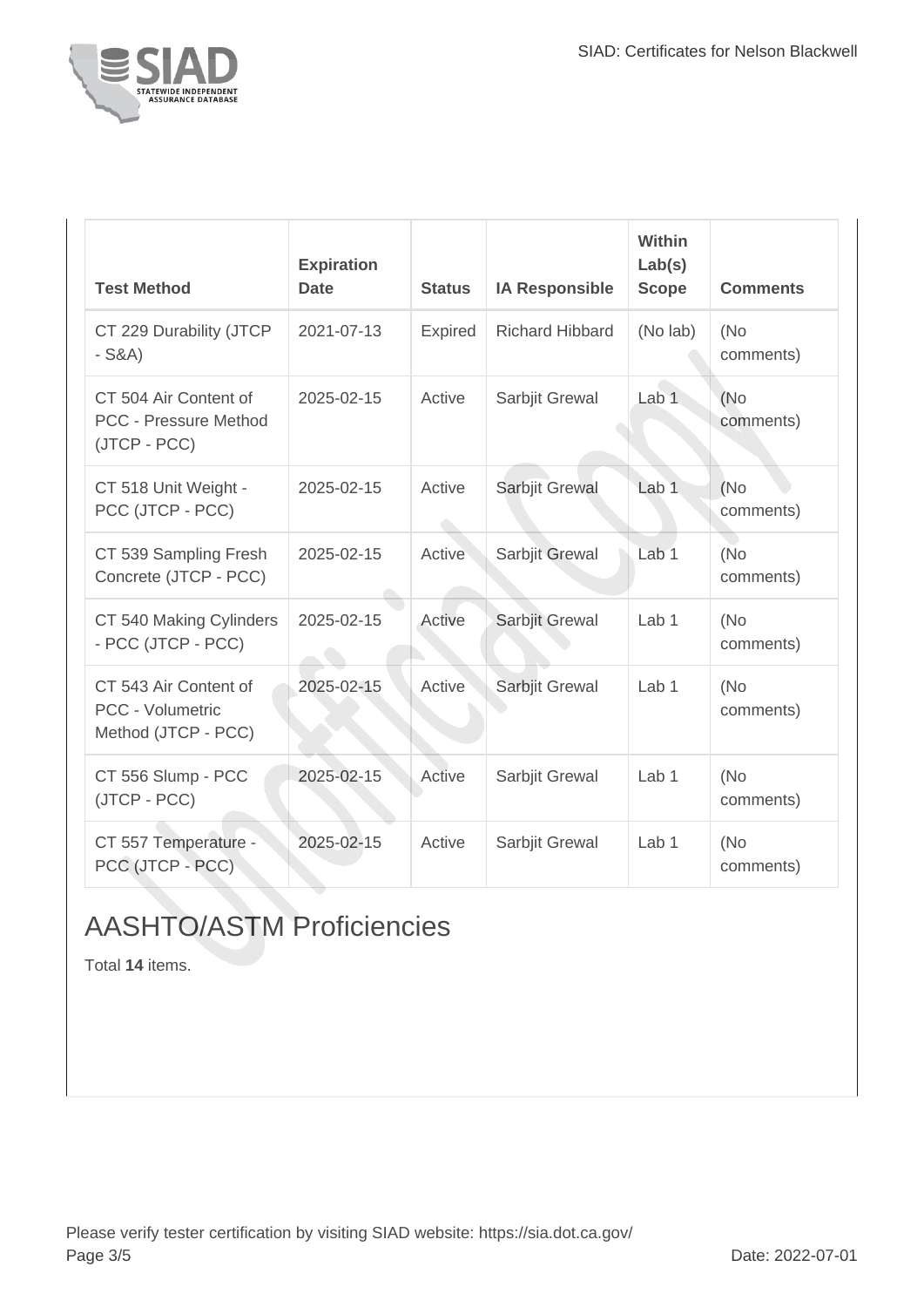| Test Method | Expiration Date | Status | IA Responsible | Within Lab(s) Scope | Comments |
|---|---|---|---|---|---|
| CT 229 Durability (JTCP - S&A) | 2021-07-13 | Expired | Richard Hibbard | (No lab) | (No comments) |
| CT 504 Air Content of PCC - Pressure Method (JTCP - PCC) | 2025-02-15 | Active | Sarbjit Grewal | Lab 1 | (No comments) |
| CT 518 Unit Weight - PCC (JTCP - PCC) | 2025-02-15 | Active | Sarbjit Grewal | Lab 1 | (No comments) |
| CT 539 Sampling Fresh Concrete (JTCP - PCC) | 2025-02-15 | Active | Sarbjit Grewal | Lab 1 | (No comments) |
| CT 540 Making Cylinders - PCC (JTCP - PCC) | 2025-02-15 | Active | Sarbjit Grewal | Lab 1 | (No comments) |
| CT 543 Air Content of PCC - Volumetric Method (JTCP - PCC) | 2025-02-15 | Active | Sarbjit Grewal | Lab 1 | (No comments) |
| CT 556 Slump - PCC (JTCP - PCC) | 2025-02-15 | Active | Sarbjit Grewal | Lab 1 | (No comments) |
| CT 557 Temperature - PCC (JTCP - PCC) | 2025-02-15 | Active | Sarbjit Grewal | Lab 1 | (No comments) |

## AASHTO/ASTM Proficiencies

Total **14** items.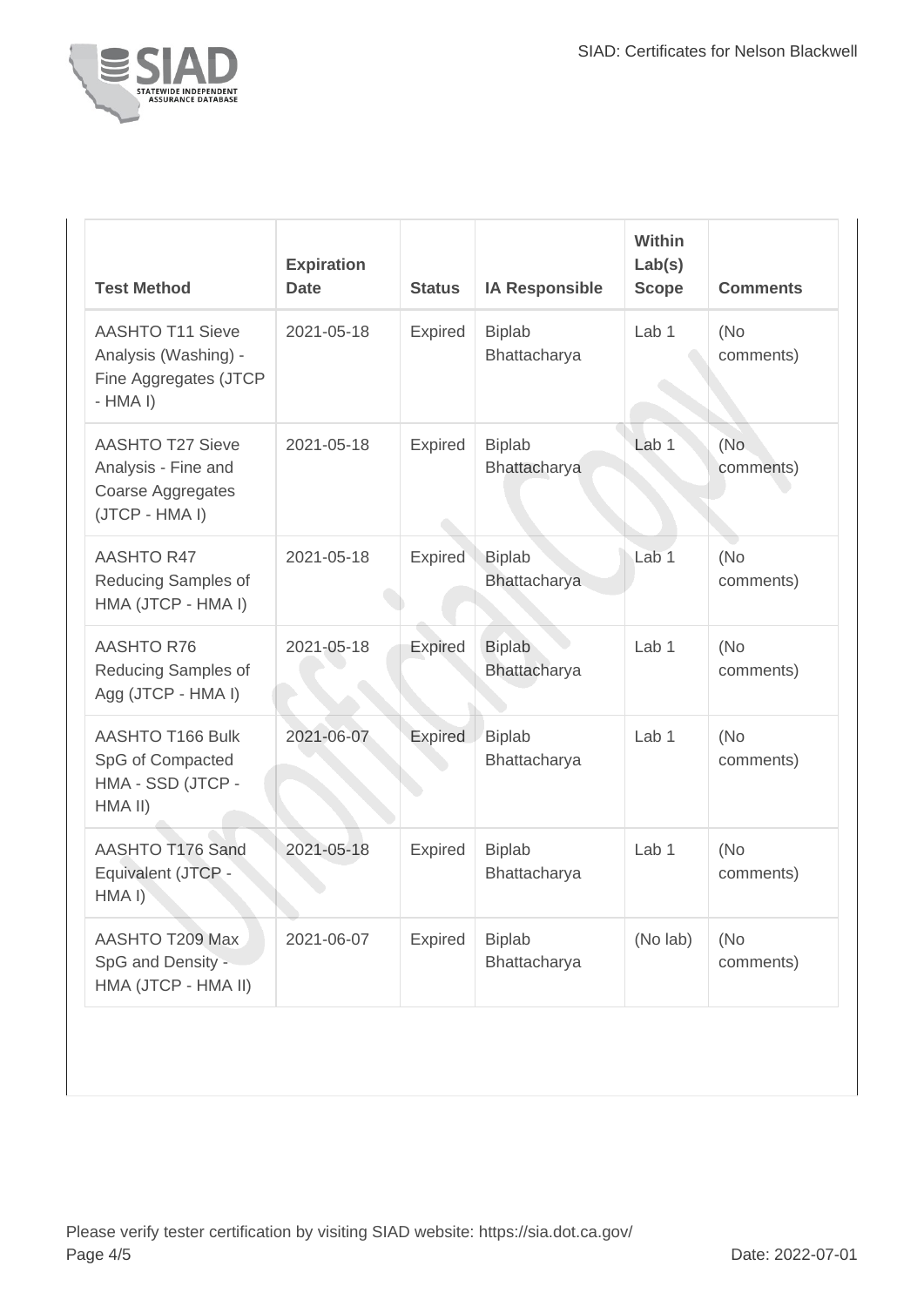| Test Method | Expiration Date | Status | IA Responsible | Within Lab(s) Scope | Comments |
| --- | --- | --- | --- | --- | --- |
| AASHTO T11 Sieve Analysis (Washing) - Fine Aggregates (JTCP - HMA I) | 2021-05-18 | Expired | Biplab Bhattacharya | Lab 1 | (No comments) |
| AASHTO T27 Sieve Analysis - Fine and Coarse Aggregates (JTCP - HMA I) | 2021-05-18 | Expired | Biplab Bhattacharya | Lab 1 | (No comments) |
| AASHTO R47 Reducing Samples of HMA (JTCP - HMA I) | 2021-05-18 | Expired | Biplab Bhattacharya | Lab 1 | (No comments) |
| AASHTO R76 Reducing Samples of Agg (JTCP - HMA I) | 2021-05-18 | Expired | Biplab Bhattacharya | Lab 1 | (No comments) |
| AASHTO T166 Bulk SpG of Compacted HMA - SSD (JTCP - HMA II) | 2021-06-07 | Expired | Biplab Bhattacharya | Lab 1 | (No comments) |
| AASHTO T176 Sand Equivalent (JTCP - HMA I) | 2021-05-18 | Expired | Biplab Bhattacharya | Lab 1 | (No comments) |
| AASHTO T209 Max SpG and Density - HMA (JTCP - HMA II) | 2021-06-07 | Expired | Biplab Bhattacharya | (No lab) | (No comments) |

Please verify tester certification by visiting SIAD website: https://sia.dot.ca.gov/

Date: 2022-07-01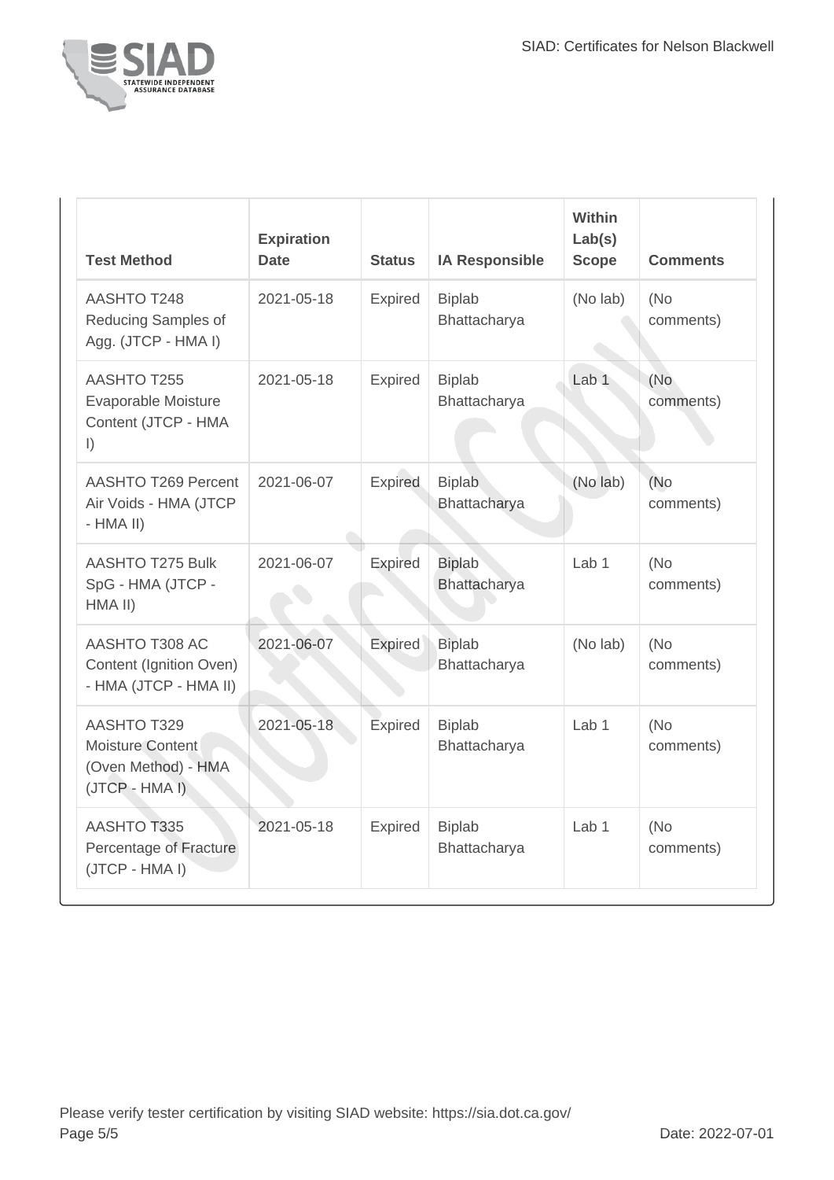| Test Method | Expiration Date | Status | IA Responsible | Within Lab(s) Scope | Comments |
|---|---|---|---|---|---|
| AASHTO T248 Reducing Samples of Agg. (JTCP - HMA I) | 2021-05-18 | Expired | Biplab Bhattacharya | (No lab) | (No comments) |
| AASHTO T255 Evaporable Moisture Content (JTCP - HMA I) | 2021-05-18 | Expired | Biplab Bhattacharya | Lab 1 | (No comments) |
| AASHTO T269 Percent Air Voids - HMA (JTCP - HMA II) | 2021-06-07 | Expired | Biplab Bhattacharya | (No lab) | (No comments) |
| AASHTO T275 Bulk SpG - HMA (JTCP - HMA II) | 2021-06-07 | Expired | Biplab Bhattacharya | Lab 1 | (No comments) |
| AASHTO T308 AC Content (Ignition Oven) - HMA (JTCP - HMA II) | 2021-06-07 | Expired | Biplab Bhattacharya | (No lab) | (No comments) |
| AASHTO T329 Moisture Content (Oven Method) - HMA (JTCP - HMA I) | 2021-05-18 | Expired | Biplab Bhattacharya | Lab 1 | (No comments) |
| AASHTO T335 Percentage of Fracture (JTCP - HMA I) | 2021-05-18 | Expired | Biplab Bhattacharya | Lab 1 | (No comments) |

Please verify tester certification by visiting SIAD website: https://sia.dot.ca.gov/

Date: 2022-07-01